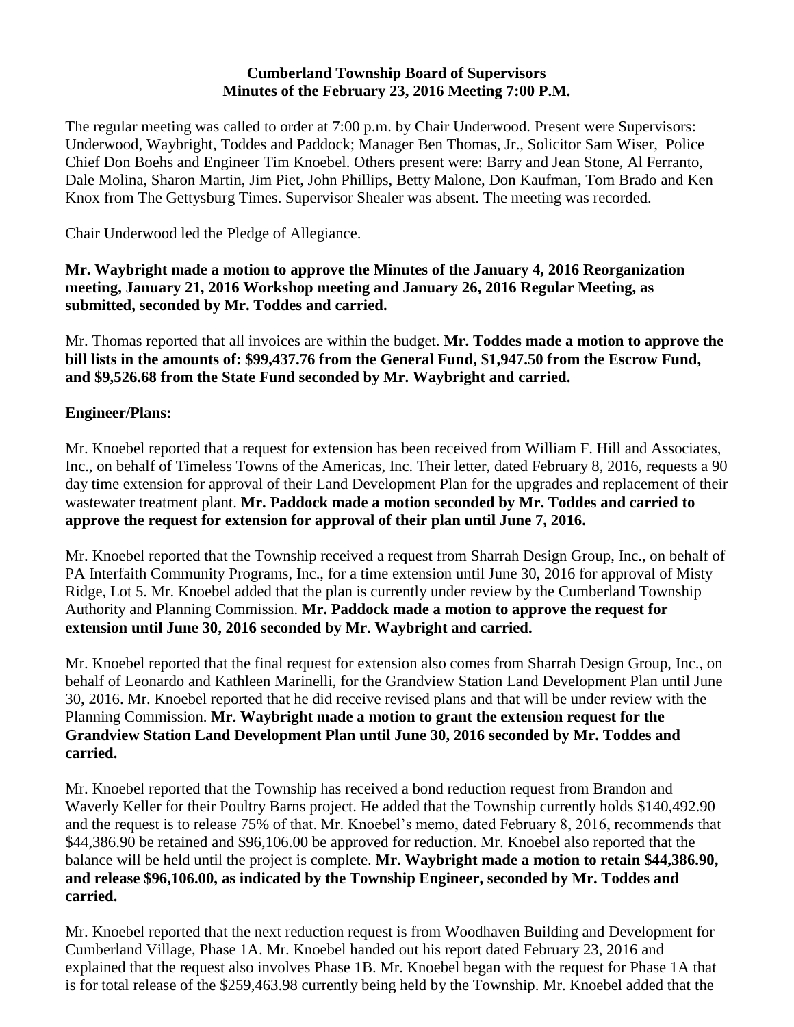**Cumberland Township Board of Supervisors**
**Minutes of the February 23, 2016 Meeting 7:00 P.M.**

The regular meeting was called to order at 7:00 p.m. by Chair Underwood. Present were Supervisors: Underwood, Waybright, Toddes and Paddock; Manager Ben Thomas, Jr., Solicitor Sam Wiser, Police Chief Don Boehs and Engineer Tim Knoebel. Others present were: Barry and Jean Stone, Al Ferranto, Dale Molina, Sharon Martin, Jim Piet, John Phillips, Betty Malone, Don Kaufman, Tom Brado and Ken Knox from The Gettysburg Times. Supervisor Shealer was absent. The meeting was recorded.

Chair Underwood led the Pledge of Allegiance.

**Mr. Waybright made a motion to approve the Minutes of the January 4, 2016 Reorganization meeting, January 21, 2016 Workshop meeting and January 26, 2016 Regular Meeting, as submitted, seconded by Mr. Toddes and carried.**

Mr. Thomas reported that all invoices are within the budget. **Mr. Toddes made a motion to approve the bill lists in the amounts of: $99,437.76 from the General Fund, $1,947.50 from the Escrow Fund, and $9,526.68 from the State Fund seconded by Mr. Waybright and carried.**

**Engineer/Plans:**

Mr. Knoebel reported that a request for extension has been received from William F. Hill and Associates, Inc., on behalf of Timeless Towns of the Americas, Inc. Their letter, dated February 8, 2016, requests a 90 day time extension for approval of their Land Development Plan for the upgrades and replacement of their wastewater treatment plant. **Mr. Paddock made a motion seconded by Mr. Toddes and carried to approve the request for extension for approval of their plan until June 7, 2016.**

Mr. Knoebel reported that the Township received a request from Sharrah Design Group, Inc., on behalf of PA Interfaith Community Programs, Inc., for a time extension until June 30, 2016 for approval of Misty Ridge, Lot 5. Mr. Knoebel added that the plan is currently under review by the Cumberland Township Authority and Planning Commission. **Mr. Paddock made a motion to approve the request for extension until June 30, 2016 seconded by Mr. Waybright and carried.**

Mr. Knoebel reported that the final request for extension also comes from Sharrah Design Group, Inc., on behalf of Leonardo and Kathleen Marinelli, for the Grandview Station Land Development Plan until June 30, 2016. Mr. Knoebel reported that he did receive revised plans and that will be under review with the Planning Commission. **Mr. Waybright made a motion to grant the extension request for the Grandview Station Land Development Plan until June 30, 2016 seconded by Mr. Toddes and carried.**

Mr. Knoebel reported that the Township has received a bond reduction request from Brandon and Waverly Keller for their Poultry Barns project. He added that the Township currently holds $140,492.90 and the request is to release 75% of that. Mr. Knoebel's memo, dated February 8, 2016, recommends that $44,386.90 be retained and $96,106.00 be approved for reduction. Mr. Knoebel also reported that the balance will be held until the project is complete. **Mr. Waybright made a motion to retain $44,386.90, and release $96,106.00, as indicated by the Township Engineer, seconded by Mr. Toddes and carried.**

Mr. Knoebel reported that the next reduction request is from Woodhaven Building and Development for Cumberland Village, Phase 1A. Mr. Knoebel handed out his report dated February 23, 2016 and explained that the request also involves Phase 1B. Mr. Knoebel began with the request for Phase 1A that is for total release of the $259,463.98 currently being held by the Township. Mr. Knoebel added that the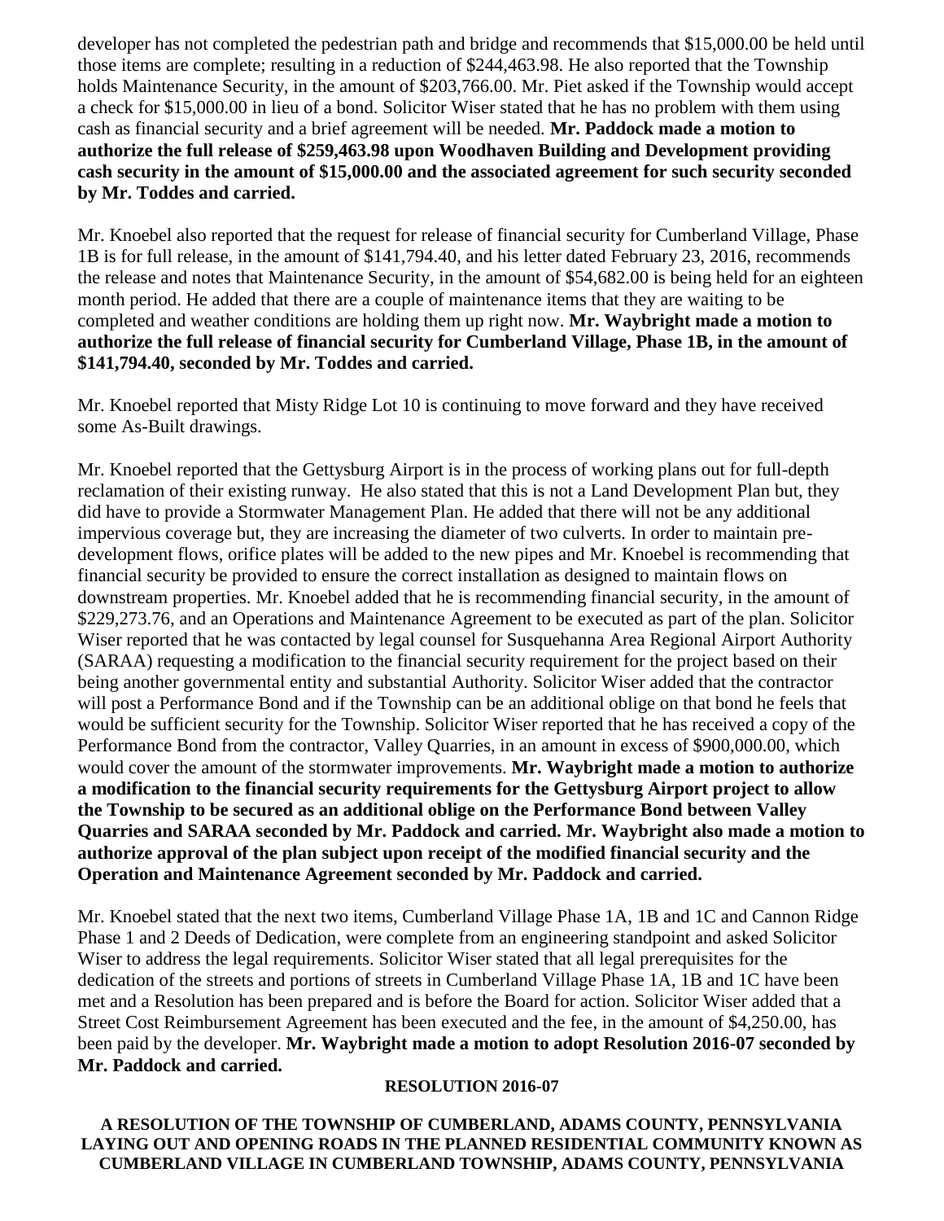developer has not completed the pedestrian path and bridge and recommends that $15,000.00 be held until those items are complete; resulting in a reduction of $244,463.98. He also reported that the Township holds Maintenance Security, in the amount of $203,766.00. Mr. Piet asked if the Township would accept a check for $15,000.00 in lieu of a bond. Solicitor Wiser stated that he has no problem with them using cash as financial security and a brief agreement will be needed. **Mr. Paddock made a motion to authorize the full release of $259,463.98 upon Woodhaven Building and Development providing cash security in the amount of $15,000.00 and the associated agreement for such security seconded by Mr. Toddes and carried.**

Mr. Knoebel also reported that the request for release of financial security for Cumberland Village, Phase 1B is for full release, in the amount of $141,794.40, and his letter dated February 23, 2016, recommends the release and notes that Maintenance Security, in the amount of $54,682.00 is being held for an eighteen month period. He added that there are a couple of maintenance items that they are waiting to be completed and weather conditions are holding them up right now. **Mr. Waybright made a motion to authorize the full release of financial security for Cumberland Village, Phase 1B, in the amount of $141,794.40, seconded by Mr. Toddes and carried.**

Mr. Knoebel reported that Misty Ridge Lot 10 is continuing to move forward and they have received some As-Built drawings.

Mr. Knoebel reported that the Gettysburg Airport is in the process of working plans out for full-depth reclamation of their existing runway. He also stated that this is not a Land Development Plan but, they did have to provide a Stormwater Management Plan. He added that there will not be any additional impervious coverage but, they are increasing the diameter of two culverts. In order to maintain pre-development flows, orifice plates will be added to the new pipes and Mr. Knoebel is recommending that financial security be provided to ensure the correct installation as designed to maintain flows on downstream properties. Mr. Knoebel added that he is recommending financial security, in the amount of $229,273.76, and an Operations and Maintenance Agreement to be executed as part of the plan. Solicitor Wiser reported that he was contacted by legal counsel for Susquehanna Area Regional Airport Authority (SARAA) requesting a modification to the financial security requirement for the project based on their being another governmental entity and substantial Authority. Solicitor Wiser added that the contractor will post a Performance Bond and if the Township can be an additional oblige on that bond he feels that would be sufficient security for the Township. Solicitor Wiser reported that he has received a copy of the Performance Bond from the contractor, Valley Quarries, in an amount in excess of $900,000.00, which would cover the amount of the stormwater improvements. **Mr. Waybright made a motion to authorize a modification to the financial security requirements for the Gettysburg Airport project to allow the Township to be secured as an additional oblige on the Performance Bond between Valley Quarries and SARAA seconded by Mr. Paddock and carried. Mr. Waybright also made a motion to authorize approval of the plan subject upon receipt of the modified financial security and the Operation and Maintenance Agreement seconded by Mr. Paddock and carried.**

Mr. Knoebel stated that the next two items, Cumberland Village Phase 1A, 1B and 1C and Cannon Ridge Phase 1 and 2 Deeds of Dedication, were complete from an engineering standpoint and asked Solicitor Wiser to address the legal requirements. Solicitor Wiser stated that all legal prerequisites for the dedication of the streets and portions of streets in Cumberland Village Phase 1A, 1B and 1C have been met and a Resolution has been prepared and is before the Board for action. Solicitor Wiser added that a Street Cost Reimbursement Agreement has been executed and the fee, in the amount of $4,250.00, has been paid by the developer. **Mr. Waybright made a motion to adopt Resolution 2016-07 seconded by Mr. Paddock and carried.**

**RESOLUTION 2016-07**

**A RESOLUTION OF THE TOWNSHIP OF CUMBERLAND, ADAMS COUNTY, PENNSYLVANIA LAYING OUT AND OPENING ROADS IN THE PLANNED RESIDENTIAL COMMUNITY KNOWN AS CUMBERLAND VILLAGE IN CUMBERLAND TOWNSHIP, ADAMS COUNTY, PENNSYLVANIA**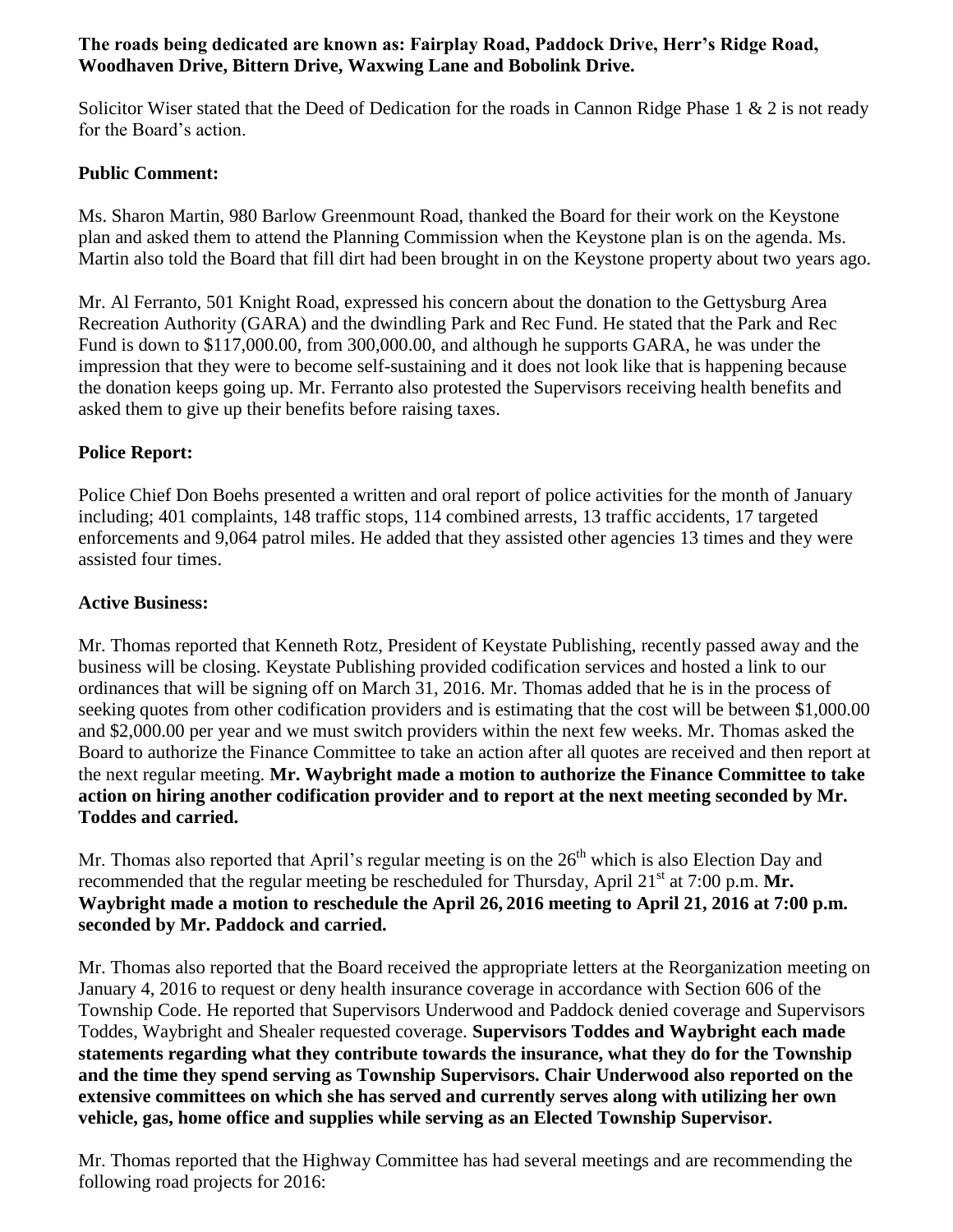**The roads being dedicated are known as: Fairplay Road, Paddock Drive, Herr's Ridge Road, Woodhaven Drive, Bittern Drive, Waxwing Lane and Bobolink Drive.**

Solicitor Wiser stated that the Deed of Dedication for the roads in Cannon Ridge Phase 1 & 2 is not ready for the Board's action.

**Public Comment:**

Ms. Sharon Martin, 980 Barlow Greenmount Road, thanked the Board for their work on the Keystone plan and asked them to attend the Planning Commission when the Keystone plan is on the agenda. Ms. Martin also told the Board that fill dirt had been brought in on the Keystone property about two years ago.

Mr. Al Ferranto, 501 Knight Road, expressed his concern about the donation to the Gettysburg Area Recreation Authority (GARA) and the dwindling Park and Rec Fund. He stated that the Park and Rec Fund is down to \$117,000.00, from 300,000.00, and although he supports GARA, he was under the impression that they were to become self-sustaining and it does not look like that is happening because the donation keeps going up. Mr. Ferranto also protested the Supervisors receiving health benefits and asked them to give up their benefits before raising taxes.

**Police Report:**

Police Chief Don Boehs presented a written and oral report of police activities for the month of January including; 401 complaints, 148 traffic stops, 114 combined arrests, 13 traffic accidents, 17 targeted enforcements and 9,064 patrol miles. He added that they assisted other agencies 13 times and they were assisted four times.

**Active Business:**

Mr. Thomas reported that Kenneth Rotz, President of Keystate Publishing, recently passed away and the business will be closing. Keystate Publishing provided codification services and hosted a link to our ordinances that will be signing off on March 31, 2016. Mr. Thomas added that he is in the process of seeking quotes from other codification providers and is estimating that the cost will be between \$1,000.00 and \$2,000.00 per year and we must switch providers within the next few weeks. Mr. Thomas asked the Board to authorize the Finance Committee to take an action after all quotes are received and then report at the next regular meeting. **Mr. Waybright made a motion to authorize the Finance Committee to take action on hiring another codification provider and to report at the next meeting seconded by Mr. Toddes and carried.**

Mr. Thomas also reported that April's regular meeting is on the 26th which is also Election Day and recommended that the regular meeting be rescheduled for Thursday, April 21st at 7:00 p.m. **Mr. Waybright made a motion to reschedule the April 26, 2016 meeting to April 21, 2016 at 7:00 p.m. seconded by Mr. Paddock and carried.**

Mr. Thomas also reported that the Board received the appropriate letters at the Reorganization meeting on January 4, 2016 to request or deny health insurance coverage in accordance with Section 606 of the Township Code. He reported that Supervisors Underwood and Paddock denied coverage and Supervisors Toddes, Waybright and Shealer requested coverage. **Supervisors Toddes and Waybright each made statements regarding what they contribute towards the insurance, what they do for the Township and the time they spend serving as Township Supervisors. Chair Underwood also reported on the extensive committees on which she has served and currently serves along with utilizing her own vehicle, gas, home office and supplies while serving as an Elected Township Supervisor.**

Mr. Thomas reported that the Highway Committee has had several meetings and are recommending the following road projects for 2016: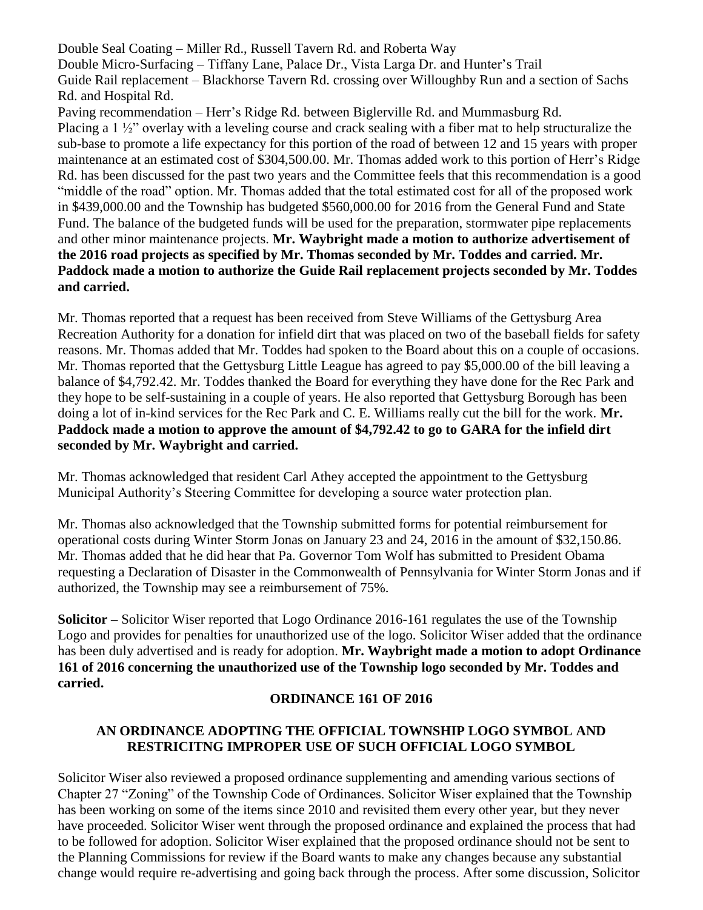Double Seal Coating – Miller Rd., Russell Tavern Rd. and Roberta Way
Double Micro-Surfacing – Tiffany Lane, Palace Dr., Vista Larga Dr. and Hunter's Trail
Guide Rail replacement – Blackhorse Tavern Rd. crossing over Willoughby Run and a section of Sachs Rd. and Hospital Rd.
Paving recommendation – Herr's Ridge Rd. between Biglerville Rd. and Mummasburg Rd.
Placing a 1 ½" overlay with a leveling course and crack sealing with a fiber mat to help structuralize the sub-base to promote a life expectancy for this portion of the road of between 12 and 15 years with proper maintenance at an estimated cost of $304,500.00. Mr. Thomas added work to this portion of Herr's Ridge Rd. has been discussed for the past two years and the Committee feels that this recommendation is a good "middle of the road" option. Mr. Thomas added that the total estimated cost for all of the proposed work in $439,000.00 and the Township has budgeted $560,000.00 for 2016 from the General Fund and State Fund. The balance of the budgeted funds will be used for the preparation, stormwater pipe replacements and other minor maintenance projects. **Mr. Waybright made a motion to authorize advertisement of the 2016 road projects as specified by Mr. Thomas seconded by Mr. Toddes and carried. Mr. Paddock made a motion to authorize the Guide Rail replacement projects seconded by Mr. Toddes and carried.**

Mr. Thomas reported that a request has been received from Steve Williams of the Gettysburg Area Recreation Authority for a donation for infield dirt that was placed on two of the baseball fields for safety reasons. Mr. Thomas added that Mr. Toddes had spoken to the Board about this on a couple of occasions. Mr. Thomas reported that the Gettysburg Little League has agreed to pay $5,000.00 of the bill leaving a balance of $4,792.42. Mr. Toddes thanked the Board for everything they have done for the Rec Park and they hope to be self-sustaining in a couple of years. He also reported that Gettysburg Borough has been doing a lot of in-kind services for the Rec Park and C. E. Williams really cut the bill for the work. **Mr. Paddock made a motion to approve the amount of $4,792.42 to go to GARA for the infield dirt seconded by Mr. Waybright and carried.**

Mr. Thomas acknowledged that resident Carl Athey accepted the appointment to the Gettysburg Municipal Authority's Steering Committee for developing a source water protection plan.

Mr. Thomas also acknowledged that the Township submitted forms for potential reimbursement for operational costs during Winter Storm Jonas on January 23 and 24, 2016 in the amount of $32,150.86. Mr. Thomas added that he did hear that Pa. Governor Tom Wolf has submitted to President Obama requesting a Declaration of Disaster in the Commonwealth of Pennsylvania for Winter Storm Jonas and if authorized, the Township may see a reimbursement of 75%.

**Solicitor –** Solicitor Wiser reported that Logo Ordinance 2016-161 regulates the use of the Township Logo and provides for penalties for unauthorized use of the logo. Solicitor Wiser added that the ordinance has been duly advertised and is ready for adoption. **Mr. Waybright made a motion to adopt Ordinance 161 of 2016 concerning the unauthorized use of the Township logo seconded by Mr. Toddes and carried.**

**ORDINANCE 161 OF 2016**

**AN ORDINANCE ADOPTING THE OFFICIAL TOWNSHIP LOGO SYMBOL AND RESTRICITNG IMPROPER USE OF SUCH OFFICIAL LOGO SYMBOL**

Solicitor Wiser also reviewed a proposed ordinance supplementing and amending various sections of Chapter 27 "Zoning" of the Township Code of Ordinances. Solicitor Wiser explained that the Township has been working on some of the items since 2010 and revisited them every other year, but they never have proceeded. Solicitor Wiser went through the proposed ordinance and explained the process that had to be followed for adoption. Solicitor Wiser explained that the proposed ordinance should not be sent to the Planning Commissions for review if the Board wants to make any changes because any substantial change would require re-advertising and going back through the process. After some discussion, Solicitor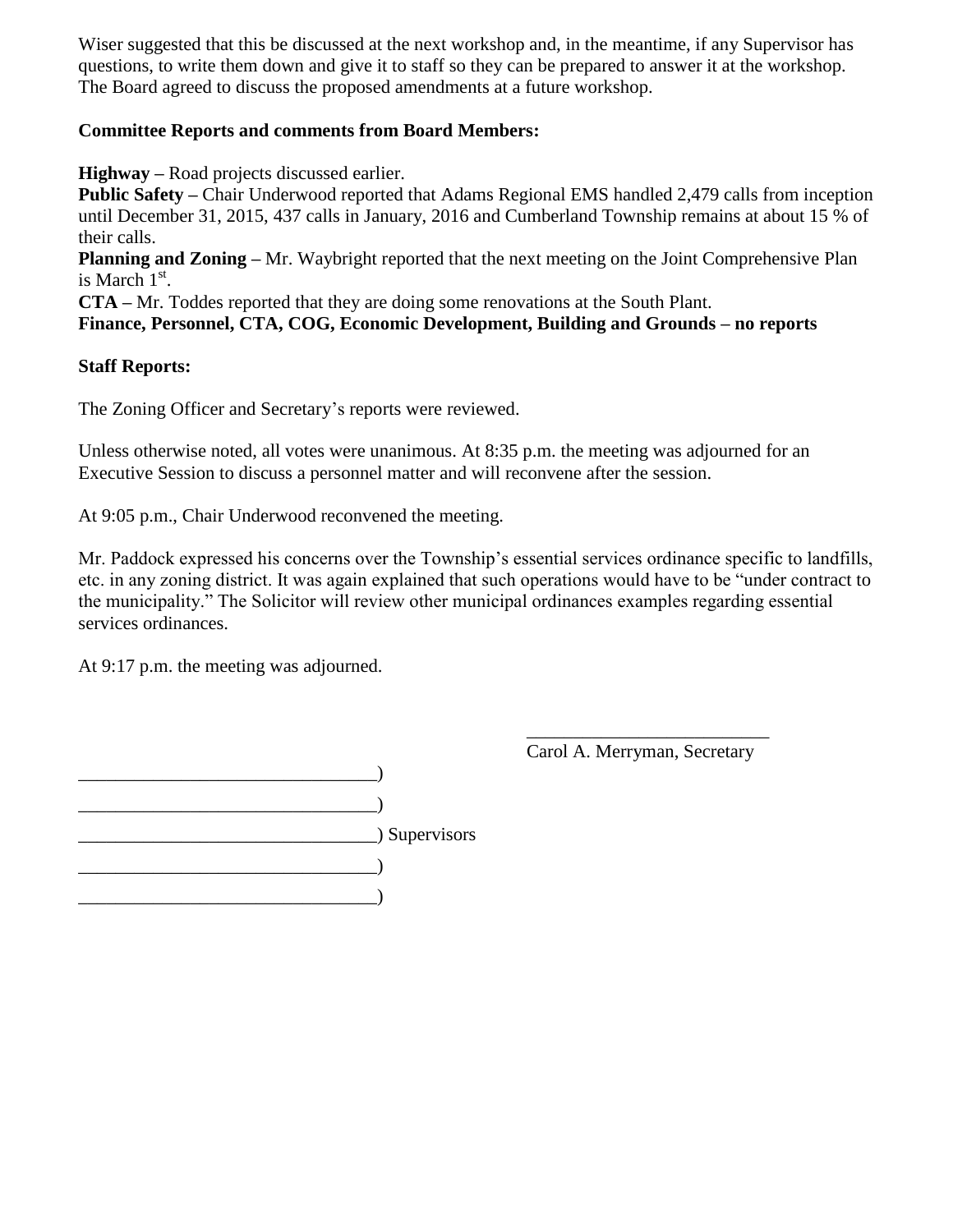Wiser suggested that this be discussed at the next workshop and, in the meantime, if any Supervisor has questions, to write them down and give it to staff so they can be prepared to answer it at the workshop. The Board agreed to discuss the proposed amendments at a future workshop.

**Committee Reports and comments from Board Members:**

**Highway –** Road projects discussed earlier.
**Public Safety –** Chair Underwood reported that Adams Regional EMS handled 2,479 calls from inception until December 31, 2015, 437 calls in January, 2016 and Cumberland Township remains at about 15 % of their calls.
**Planning and Zoning –** Mr. Waybright reported that the next meeting on the Joint Comprehensive Plan is March 1st.
**CTA –** Mr. Toddes reported that they are doing some renovations at the South Plant.
**Finance, Personnel, CTA, COG, Economic Development, Building and Grounds – no reports**

**Staff Reports:**

The Zoning Officer and Secretary's reports were reviewed.

Unless otherwise noted, all votes were unanimous. At 8:35 p.m. the meeting was adjourned for an Executive Session to discuss a personnel matter and will reconvene after the session.

At 9:05 p.m., Chair Underwood reconvened the meeting.

Mr. Paddock expressed his concerns over the Township's essential services ordinance specific to landfills, etc. in any zoning district. It was again explained that such operations would have to be "under contract to the municipality." The Solicitor will review other municipal ordinances examples regarding essential services ordinances.

At 9:17 p.m. the meeting was adjourned.

___________________________
Carol A. Merryman, Secretary

_________________________________)
_________________________________)
_________________________________) Supervisors
_________________________________)
_________________________________)